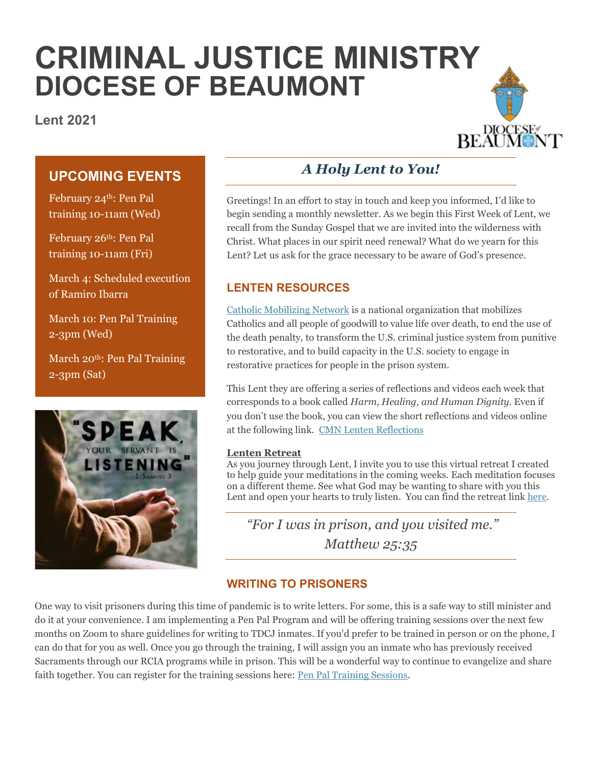# CRIMINAL JUSTICE MINISTRY
# DIOCESE OF BEAUMONT

**Lent 2021**

## UPCOMING EVENTS

February 24th: Pen Pal training 10-11am (Wed)

February 26th: Pen Pal training 10-11am (Fri)

March 4: Scheduled execution of Ramiro Ibarra

March 10: Pen Pal Training 2-3pm (Wed)

March 20th: Pen Pal Training 2-3pm (Sat)

## *A Holy Lent to You!*

Greetings! In an effort to stay in touch and keep you informed, I'd like to begin sending a monthly newsletter. As we begin this First Week of Lent, we recall from the Sunday Gospel that we are invited into the wilderness with Christ. What places in our spirit need renewal? What do we yearn for this Lent? Let us ask for the grace necessary to be aware of God's presence.

### LENTEN RESOURCES

Catholic Mobilizing Network is a national organization that mobilizes Catholics and all people of goodwill to value life over death, to end the use of the death penalty, to transform the U.S. criminal justice system from punitive to restorative, and to build capacity in the U.S. society to engage in restorative practices for people in the prison system.

This Lent they are offering a series of reflections and videos each week that corresponds to a book called *Harm, Healing, and Human Dignity*. Even if you don't use the book, you can view the short reflections and videos online at the following link. CMN Lenten Reflections

**Lenten Retreat**

As you journey through Lent, I invite you to use this virtual retreat I created to help guide your meditations in the coming weeks. Each meditation focuses on a different theme. See what God may be wanting to share with you this Lent and open your hearts to truly listen. You can find the retreat link here.

*"For I was in prison, and you visited me."*
*Matthew 25:35*

### WRITING TO PRISONERS

One way to visit prisoners during this time of pandemic is to write letters. For some, this is a safe way to still minister and do it at your convenience. I am implementing a Pen Pal Program and will be offering training sessions over the next few months on Zoom to share guidelines for writing to TDCJ inmates. If you'd prefer to be trained in person or on the phone, I can do that for you as well. Once you go through the training, I will assign you an inmate who has previously received Sacraments through our RCIA programs while in prison. This will be a wonderful way to continue to evangelize and share faith together. You can register for the training sessions here: Pen Pal Training Sessions.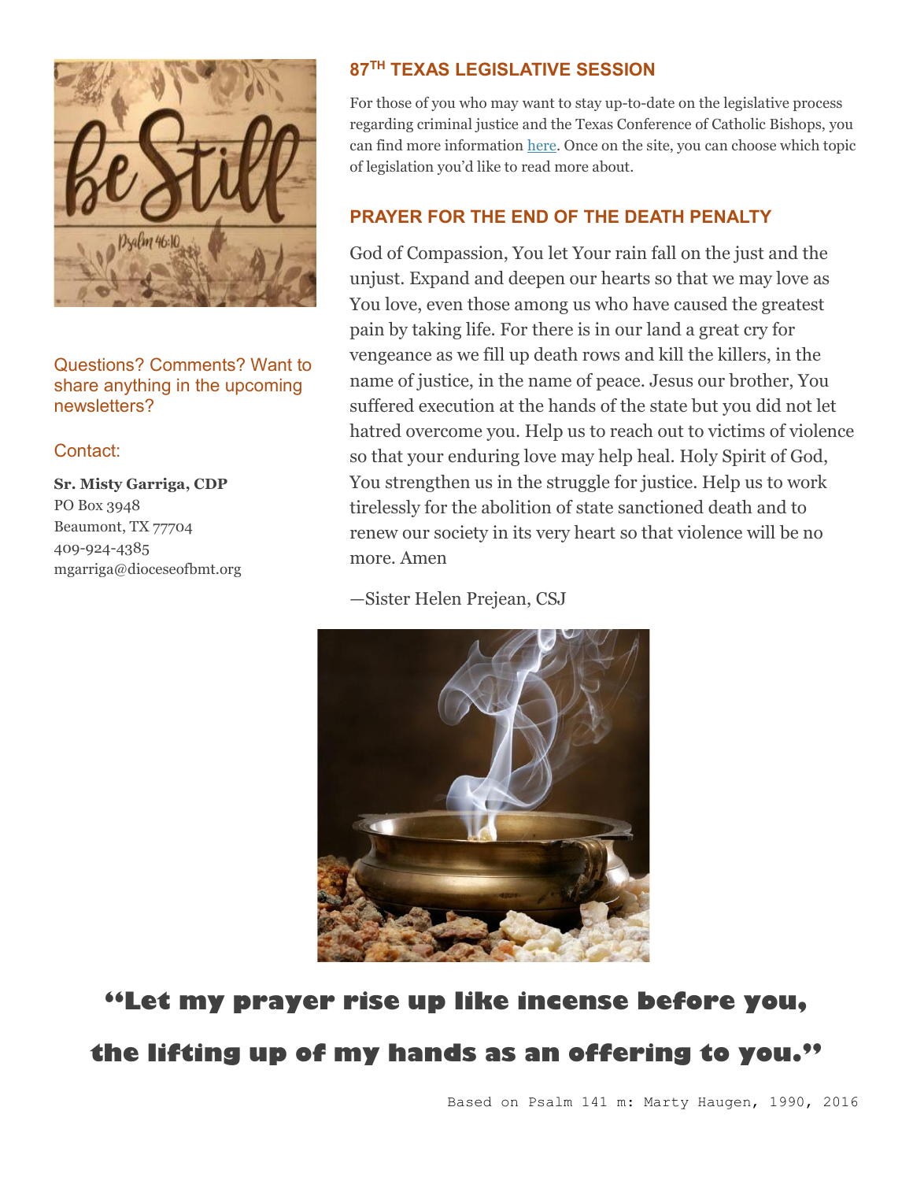Questions? Comments? Want to share anything in the upcoming newsletters?

Contact:

**Sr. Misty Garriga, CDP**
PO Box 3948
Beaumont, TX 77704
409-924-4385
mgarriga@dioceseofbmt.org

## 87TH TEXAS LEGISLATIVE SESSION

For those of you who may want to stay up-to-date on the legislative process regarding criminal justice and the Texas Conference of Catholic Bishops, you can find more information here. Once on the site, you can choose which topic of legislation you'd like to read more about.

## PRAYER FOR THE END OF THE DEATH PENALTY

God of Compassion, You let Your rain fall on the just and the unjust. Expand and deepen our hearts so that we may love as You love, even those among us who have caused the greatest pain by taking life. For there is in our land a great cry for vengeance as we fill up death rows and kill the killers, in the name of justice, in the name of peace. Jesus our brother, You suffered execution at the hands of the state but you did not let hatred overcome you. Help us to reach out to victims of violence so that your enduring love may help heal. Holy Spirit of God, You strengthen us in the struggle for justice. Help us to work tirelessly for the abolition of state sanctioned death and to renew our society in its very heart so that violence will be no more. Amen

—Sister Helen Prejean, CSJ

**"Let my prayer rise up like incense before you,**

**the lifting up of my hands as an offering to you."**

Based on Psalm 141 m: Marty Haugen, 1990, 2016